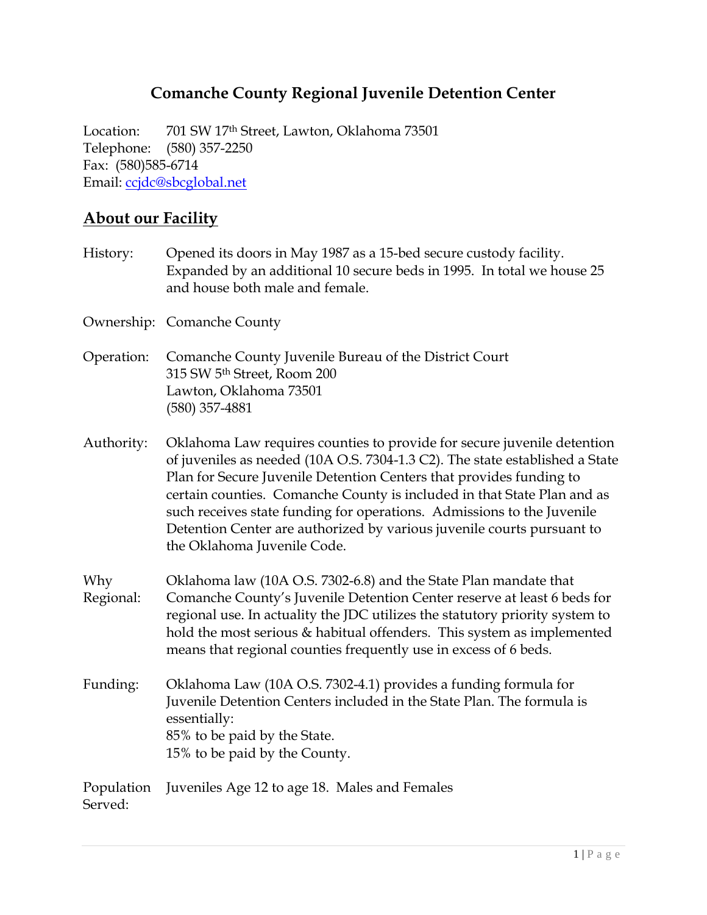# Comanche County Regional Juvenile Detention Center

Location: 701 SW 17th Street, Lawton, Oklahoma 73501
Telephone: (580) 357-2250
Fax: (580)585-6714
Email: ccjdc@sbcglobal.net

## About our Facility

History: Opened its doors in May 1987 as a 15-bed secure custody facility. Expanded by an additional 10 secure beds in 1995. In total we house 25 and house both male and female.

Ownership: Comanche County

Operation: Comanche County Juvenile Bureau of the District Court
315 SW 5th Street, Room 200
Lawton, Oklahoma 73501
(580) 357-4881

Authority: Oklahoma Law requires counties to provide for secure juvenile detention of juveniles as needed (10A O.S. 7304-1.3 C2). The state established a State Plan for Secure Juvenile Detention Centers that provides funding to certain counties. Comanche County is included in that State Plan and as such receives state funding for operations. Admissions to the Juvenile Detention Center are authorized by various juvenile courts pursuant to the Oklahoma Juvenile Code.

Why Regional: Oklahoma law (10A O.S. 7302-6.8) and the State Plan mandate that Comanche County's Juvenile Detention Center reserve at least 6 beds for regional use. In actuality the JDC utilizes the statutory priority system to hold the most serious & habitual offenders. This system as implemented means that regional counties frequently use in excess of 6 beds.

Funding: Oklahoma Law (10A O.S. 7302-4.1) provides a funding formula for Juvenile Detention Centers included in the State Plan. The formula is essentially:
85% to be paid by the State.
15% to be paid by the County.

Population Served: Juveniles Age 12 to age 18. Males and Females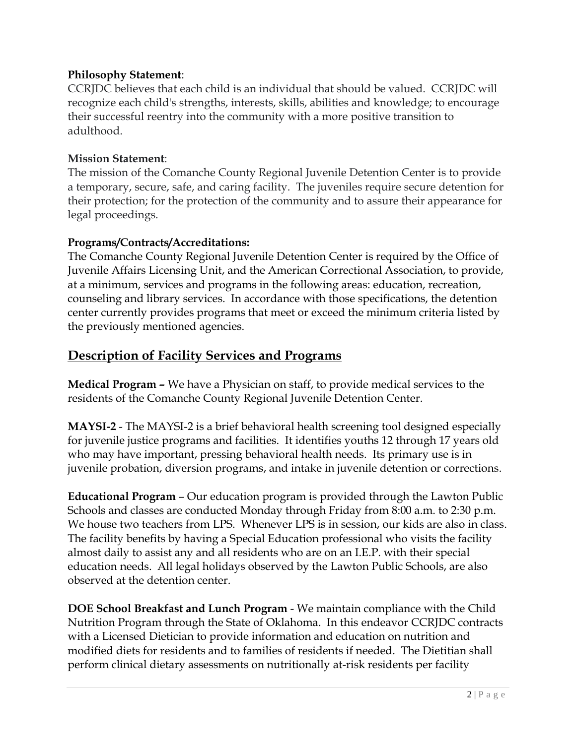**Philosophy Statement**:
CCRJDC believes that each child is an individual that should be valued. CCRJDC will recognize each child's strengths, interests, skills, abilities and knowledge; to encourage their successful reentry into the community with a more positive transition to adulthood.

**Mission Statement**:
The mission of the Comanche County Regional Juvenile Detention Center is to provide a temporary, secure, safe, and caring facility. The juveniles require secure detention for their protection; for the protection of the community and to assure their appearance for legal proceedings.

**Programs/Contracts/Accreditations:**
The Comanche County Regional Juvenile Detention Center is required by the Office of Juvenile Affairs Licensing Unit, and the American Correctional Association, to provide, at a minimum, services and programs in the following areas: education, recreation, counseling and library services. In accordance with those specifications, the detention center currently provides programs that meet or exceed the minimum criteria listed by the previously mentioned agencies.

## Description of Facility Services and Programs

**Medical Program –** We have a Physician on staff, to provide medical services to the residents of the Comanche County Regional Juvenile Detention Center.

**MAYSI-2** - The MAYSI-2 is a brief behavioral health screening tool designed especially for juvenile justice programs and facilities. It identifies youths 12 through 17 years old who may have important, pressing behavioral health needs. Its primary use is in juvenile probation, diversion programs, and intake in juvenile detention or corrections.

**Educational Program** – Our education program is provided through the Lawton Public Schools and classes are conducted Monday through Friday from 8:00 a.m. to 2:30 p.m. We house two teachers from LPS. Whenever LPS is in session, our kids are also in class. The facility benefits by having a Special Education professional who visits the facility almost daily to assist any and all residents who are on an I.E.P. with their special education needs. All legal holidays observed by the Lawton Public Schools, are also observed at the detention center.

**DOE School Breakfast and Lunch Program** - We maintain compliance with the Child Nutrition Program through the State of Oklahoma. In this endeavor CCRJDC contracts with a Licensed Dietician to provide information and education on nutrition and modified diets for residents and to families of residents if needed. The Dietitian shall perform clinical dietary assessments on nutritionally at-risk residents per facility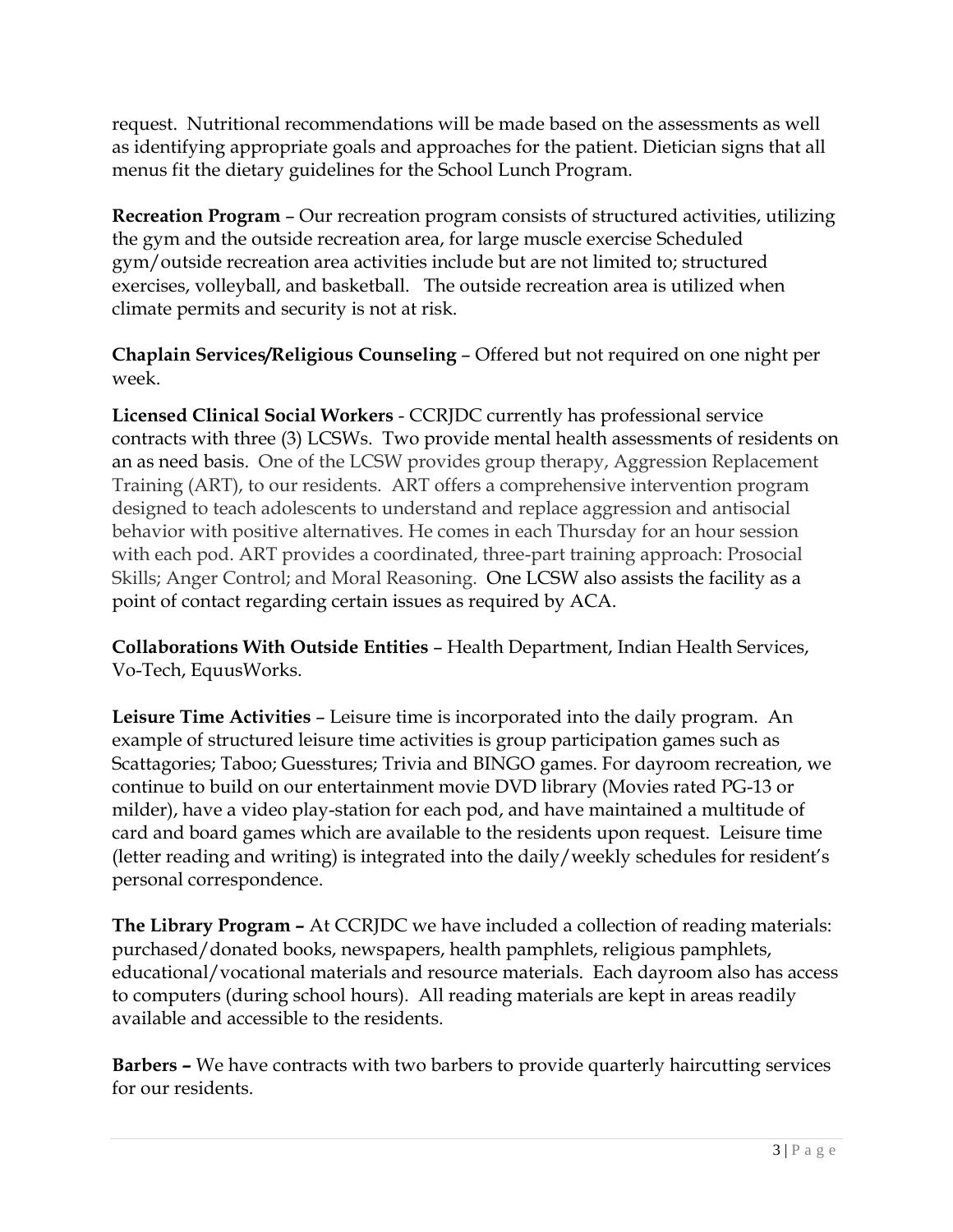request. Nutritional recommendations will be made based on the assessments as well as identifying appropriate goals and approaches for the patient. Dietician signs that all menus fit the dietary guidelines for the School Lunch Program.

**Recreation Program** – Our recreation program consists of structured activities, utilizing the gym and the outside recreation area, for large muscle exercise Scheduled gym/outside recreation area activities include but are not limited to; structured exercises, volleyball, and basketball. The outside recreation area is utilized when climate permits and security is not at risk.

**Chaplain Services/Religious Counseling** – Offered but not required on one night per week.

**Licensed Clinical Social Workers** - CCRJDC currently has professional service contracts with three (3) LCSWs. Two provide mental health assessments of residents on an as need basis. One of the LCSW provides group therapy, Aggression Replacement Training (ART), to our residents. ART offers a comprehensive intervention program designed to teach adolescents to understand and replace aggression and antisocial behavior with positive alternatives. He comes in each Thursday for an hour session with each pod. ART provides a coordinated, three-part training approach: Prosocial Skills; Anger Control; and Moral Reasoning. One LCSW also assists the facility as a point of contact regarding certain issues as required by ACA.

**Collaborations With Outside Entities** – Health Department, Indian Health Services, Vo-Tech, EquusWorks.

**Leisure Time Activities** – Leisure time is incorporated into the daily program. An example of structured leisure time activities is group participation games such as Scattagories; Taboo; Guesstures; Trivia and BINGO games. For dayroom recreation, we continue to build on our entertainment movie DVD library (Movies rated PG-13 or milder), have a video play-station for each pod, and have maintained a multitude of card and board games which are available to the residents upon request. Leisure time (letter reading and writing) is integrated into the daily/weekly schedules for resident's personal correspondence.

**The Library Program –** At CCRJDC we have included a collection of reading materials: purchased/donated books, newspapers, health pamphlets, religious pamphlets, educational/vocational materials and resource materials. Each dayroom also has access to computers (during school hours). All reading materials are kept in areas readily available and accessible to the residents.

**Barbers –** We have contracts with two barbers to provide quarterly haircutting services for our residents.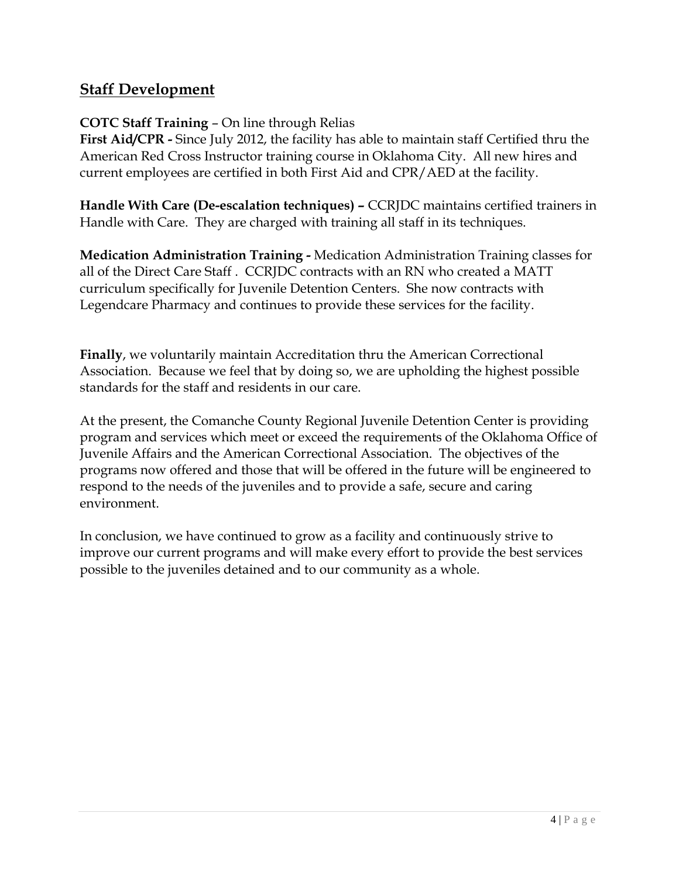## Staff Development

**COTC Staff Training** – On line through Relias

**First Aid/CPR -** Since July 2012, the facility has able to maintain staff Certified thru the American Red Cross Instructor training course in Oklahoma City. All new hires and current employees are certified in both First Aid and CPR/AED at the facility.

**Handle With Care (De-escalation techniques) –** CCRJDC maintains certified trainers in Handle with Care. They are charged with training all staff in its techniques.

**Medication Administration Training -** Medication Administration Training classes for all of the Direct Care Staff . CCRJDC contracts with an RN who created a MATT curriculum specifically for Juvenile Detention Centers. She now contracts with Legendcare Pharmacy and continues to provide these services for the facility.

**Finally**, we voluntarily maintain Accreditation thru the American Correctional Association. Because we feel that by doing so, we are upholding the highest possible standards for the staff and residents in our care.

At the present, the Comanche County Regional Juvenile Detention Center is providing program and services which meet or exceed the requirements of the Oklahoma Office of Juvenile Affairs and the American Correctional Association. The objectives of the programs now offered and those that will be offered in the future will be engineered to respond to the needs of the juveniles and to provide a safe, secure and caring environment.

In conclusion, we have continued to grow as a facility and continuously strive to improve our current programs and will make every effort to provide the best services possible to the juveniles detained and to our community as a whole.